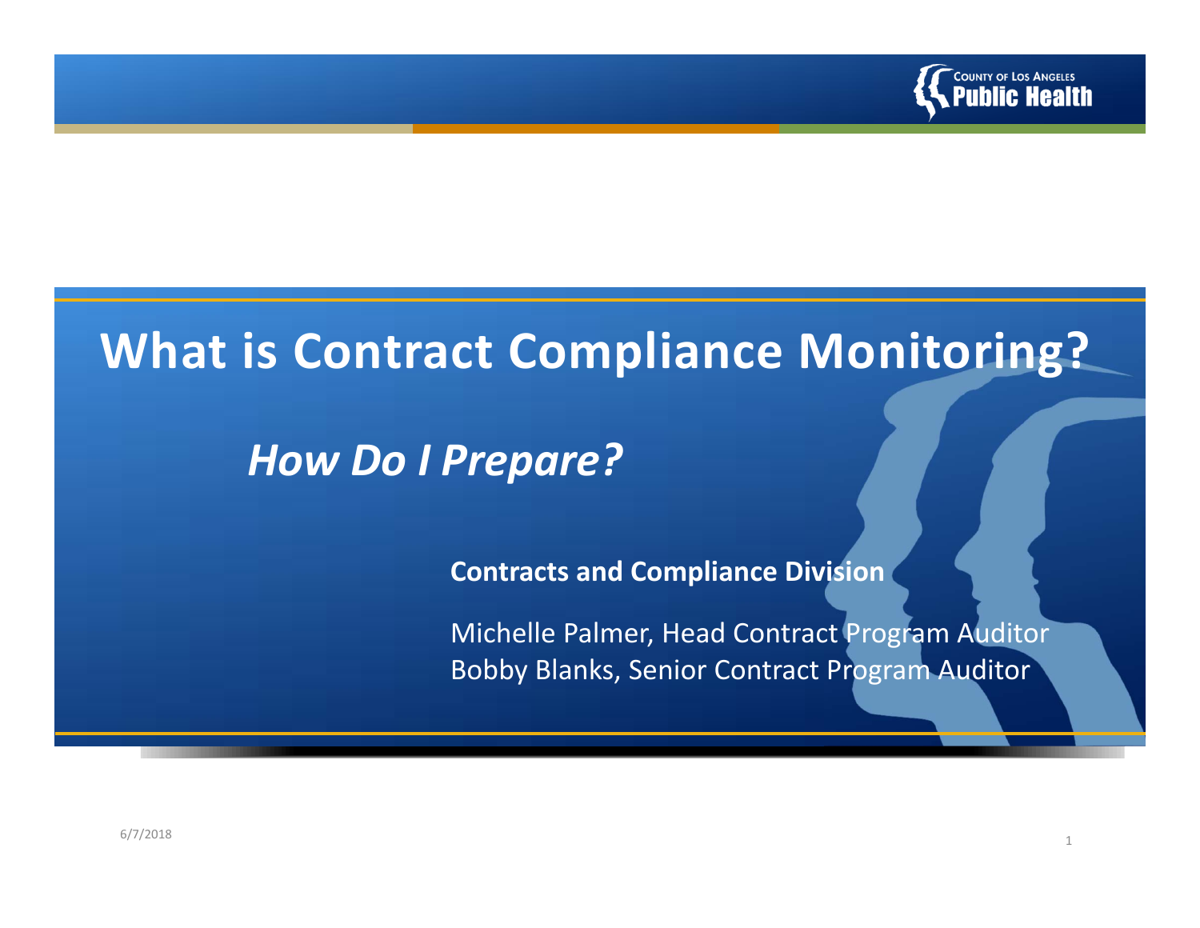# What is Contract Compliance Monitoring?

## *How Do I Prepare?*

**Contracts and Compliance Division**

Michelle Palmer, Head Contract Program Auditor
Bobby Blanks, Senior Contract Program Auditor

6/7/2018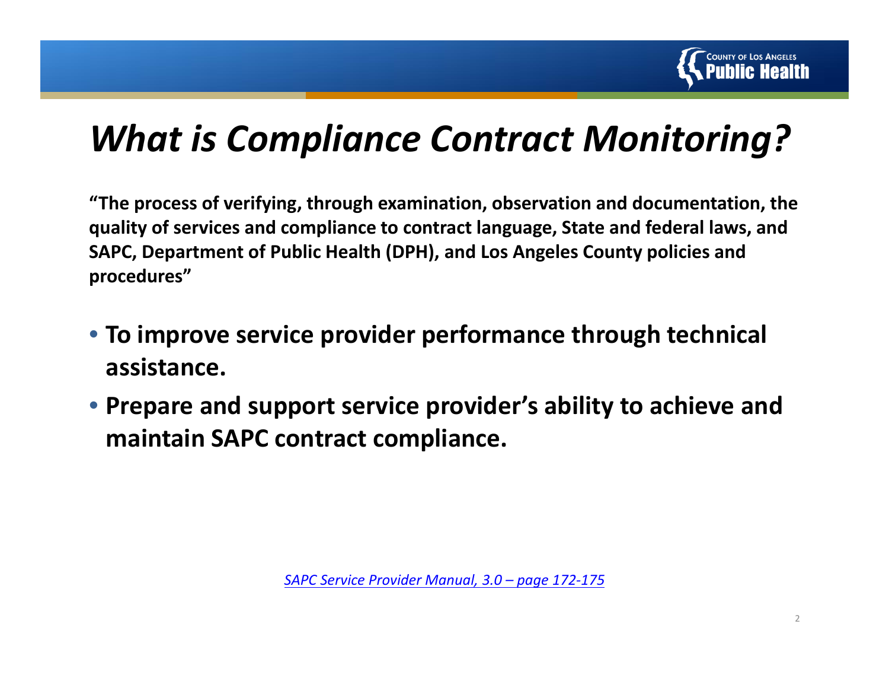# *What is Compliance Contract Monitoring?*

**"The process of verifying, through examination, observation and documentation, the quality of services and compliance to contract language, State and federal laws, and SAPC, Department of Public Health (DPH), and Los Angeles County policies and procedures"**

- **To improve service provider performance through technical assistance.**
- **Prepare and support service provider's ability to achieve and maintain SAPC contract compliance.**

*SAPC Service Provider Manual, 3.0 – page 172-175*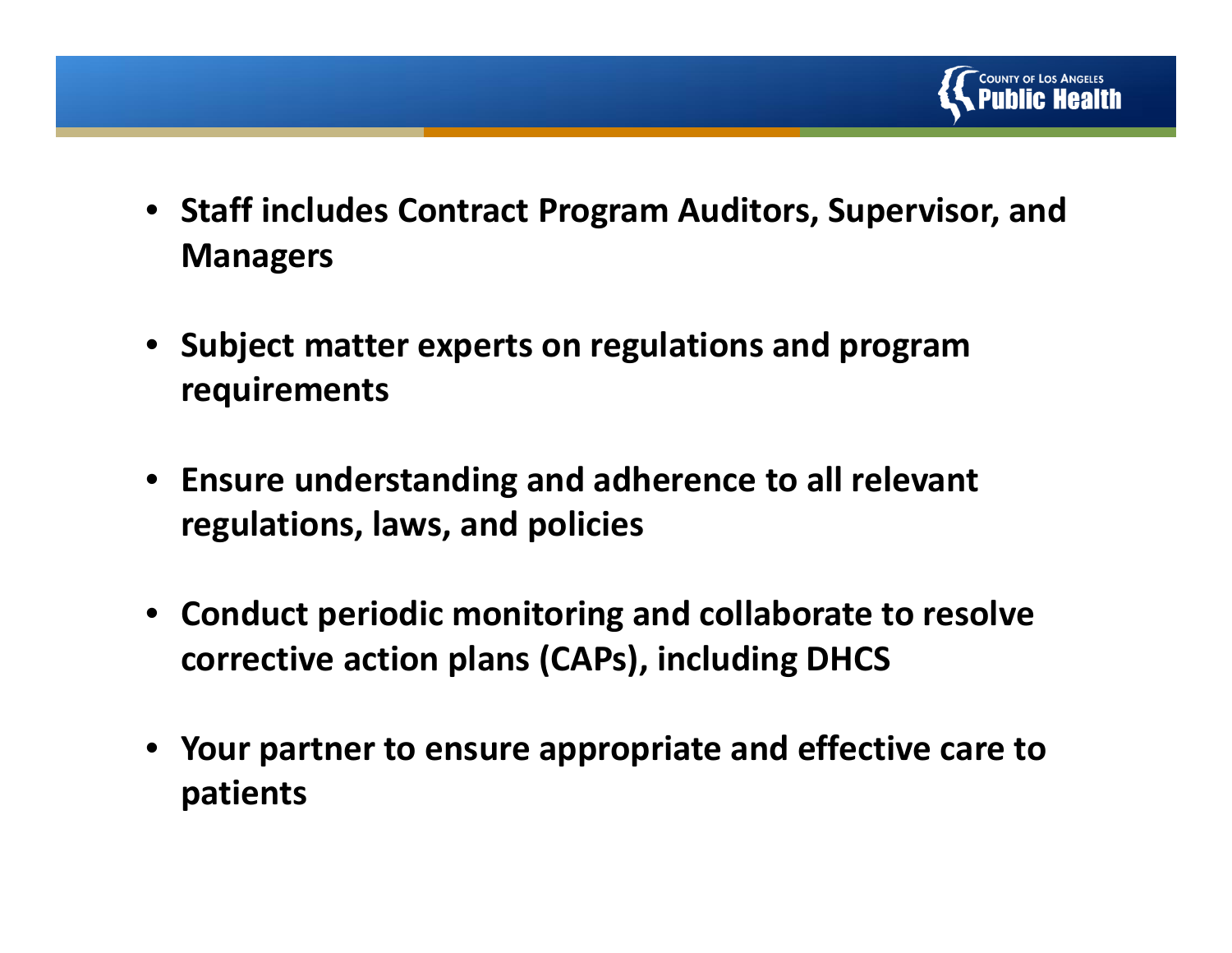- **Staff includes Contract Program Auditors, Supervisor, and Managers**

- **Subject matter experts on regulations and program requirements**

- **Ensure understanding and adherence to all relevant regulations, laws, and policies**

- **Conduct periodic monitoring and collaborate to resolve corrective action plans (CAPs), including DHCS**

- **Your partner to ensure appropriate and effective care to patients**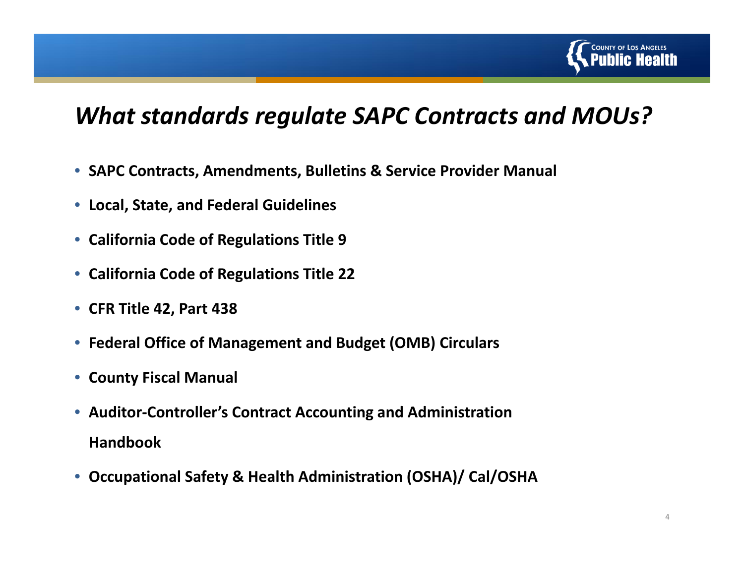# *What standards regulate SAPC Contracts and MOUs?*

- **SAPC Contracts, Amendments, Bulletins & Service Provider Manual**
- **Local, State, and Federal Guidelines**
- **California Code of Regulations Title 9**
- **California Code of Regulations Title 22**
- **CFR Title 42, Part 438**
- **Federal Office of Management and Budget (OMB) Circulars**
- **County Fiscal Manual**
- **Auditor-Controller's Contract Accounting and Administration Handbook**
- **Occupational Safety & Health Administration (OSHA)/ Cal/OSHA**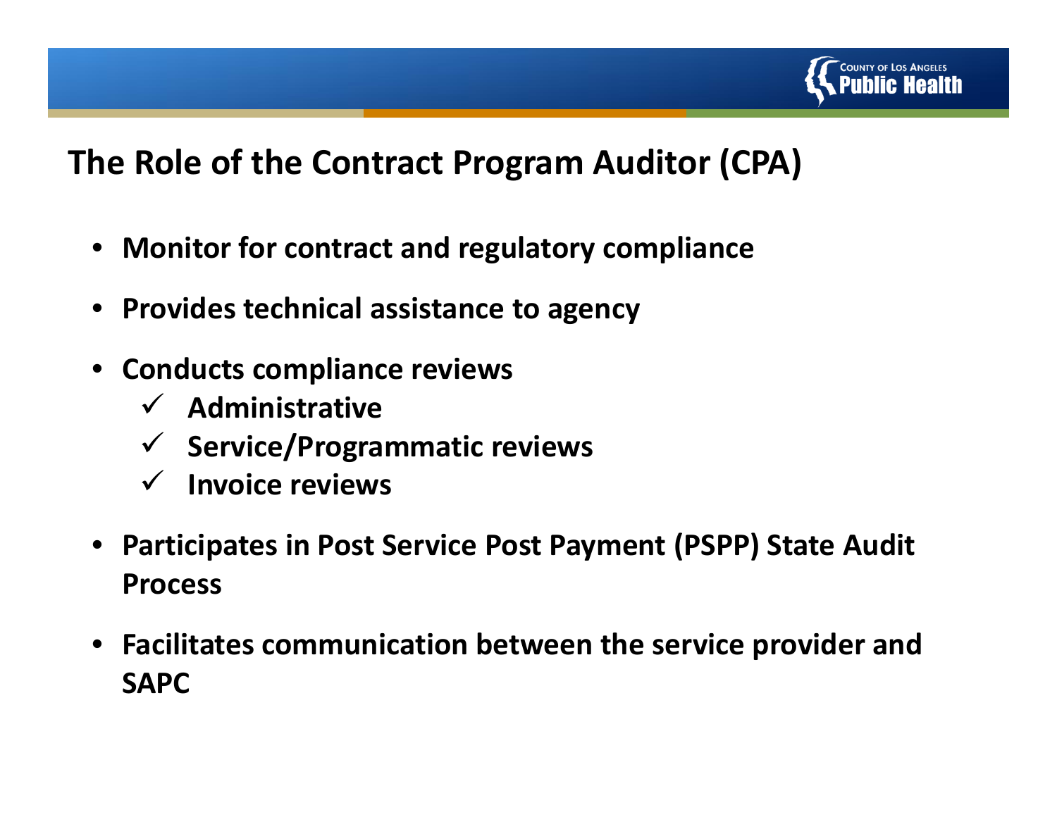# The Role of the Contract Program Auditor (CPA)

- **Monitor for contract and regulatory compliance**
- **Provides technical assistance to agency**
- **Conducts compliance reviews**
  - ✓ **Administrative**
  - ✓ **Service/Programmatic reviews**
  - ✓ **Invoice reviews**
- **Participates in Post Service Post Payment (PSPP) State Audit Process**
- **Facilitates communication between the service provider and SAPC**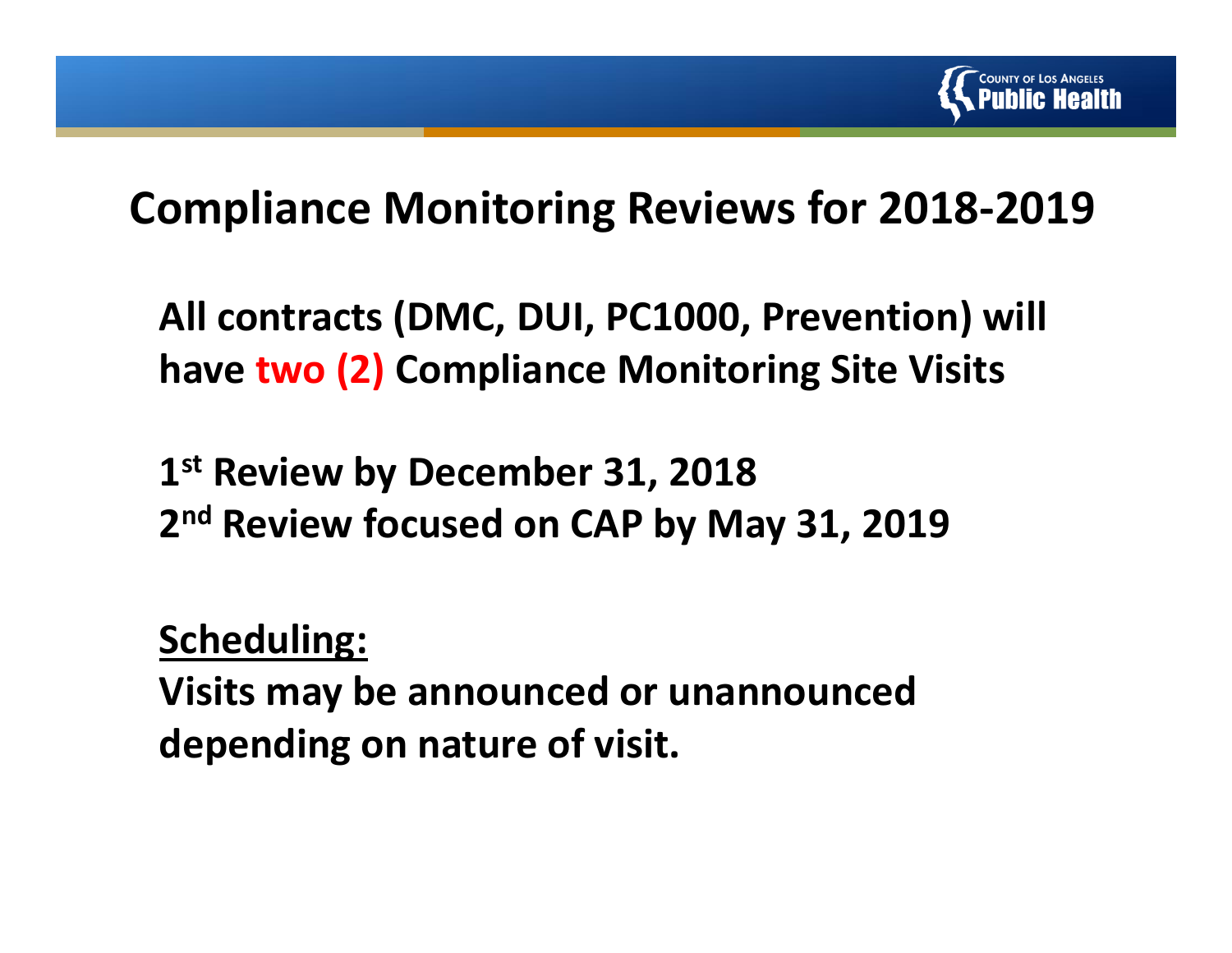# Compliance Monitoring Reviews for 2018-2019

**All contracts (DMC, DUI, PC1000, Prevention) will have two (2) Compliance Monitoring Site Visits**

**1st Review by December 31, 2018**
**2nd Review focused on CAP by May 31, 2019**

**Scheduling:**
**Visits may be announced or unannounced depending on nature of visit.**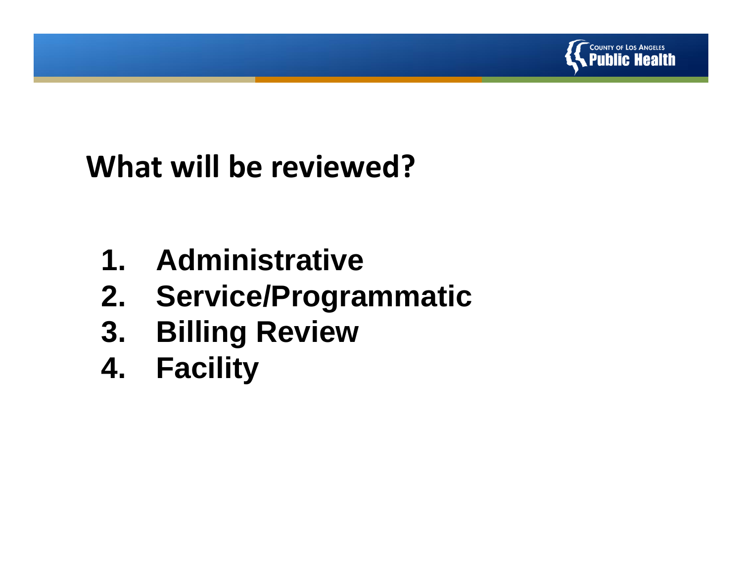# What will be reviewed?

1. **Administrative**
2. **Service/Programmatic**
3. **Billing Review**
4. **Facility**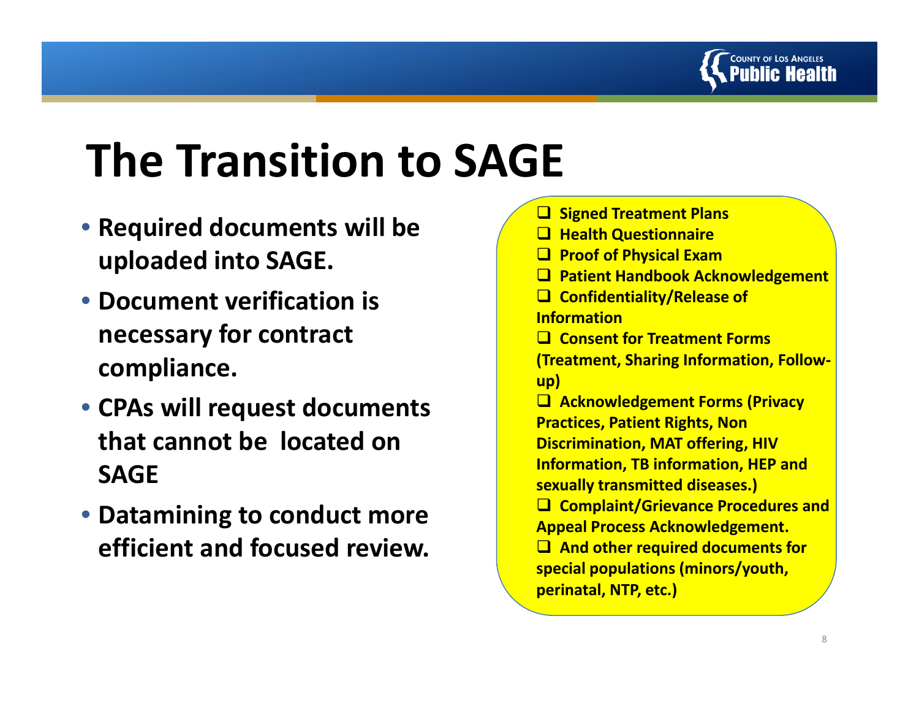# The Transition to SAGE

- **Required documents will be uploaded into SAGE.**
- **Document verification is necessary for contract compliance.**
- **CPAs will request documents that cannot be located on SAGE**
- **Datamining to conduct more efficient and focused review.**

- [ ] **Signed Treatment Plans**
- [ ] **Health Questionnaire**
- [ ] **Proof of Physical Exam**
- [ ] **Patient Handbook Acknowledgement**
- [ ] **Confidentiality/Release of Information**
- [ ] **Consent for Treatment Forms (Treatment, Sharing Information, Follow-up)**
- [ ] **Acknowledgement Forms (Privacy Practices, Patient Rights, Non Discrimination, MAT offering, HIV Information, TB information, HEP and sexually transmitted diseases.)**
- [ ] **Complaint/Grievance Procedures and Appeal Process Acknowledgement.**
- [ ] **And other required documents for special populations (minors/youth, perinatal, NTP, etc.)**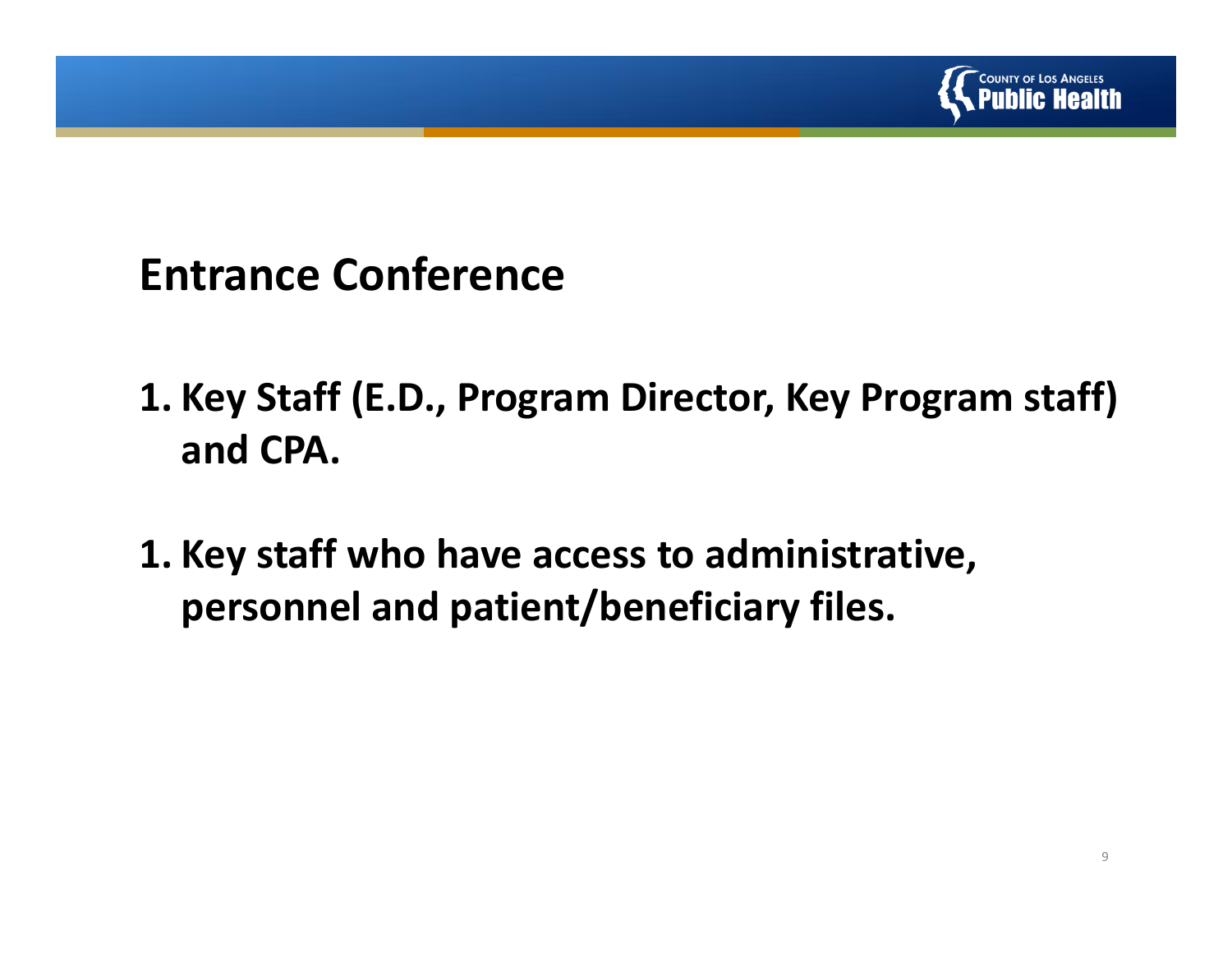# Entrance Conference

1. Key Staff (E.D., Program Director, Key Program staff) and CPA.

1. Key staff who have access to administrative, personnel and patient/beneficiary files.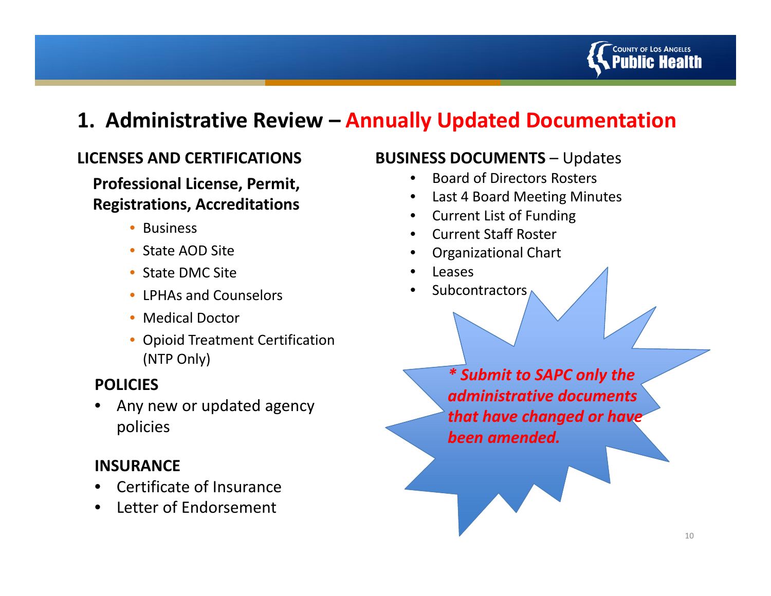# 1. Administrative Review – Annually Updated Documentation

## LICENSES AND CERTIFICATIONS

### Professional License, Permit, Registrations, Accreditations

- Business
- State AOD Site
- State DMC Site
- LPHAs and Counselors
- Medical Doctor
- Opioid Treatment Certification (NTP Only)

## POLICIES

- Any new or updated agency policies

## INSURANCE

- Certificate of Insurance
- Letter of Endorsement

## BUSINESS DOCUMENTS – Updates

- Board of Directors Rosters
- Last 4 Board Meeting Minutes
- Current List of Funding
- Current Staff Roster
- Organizational Chart
- Leases
- Subcontractors

***\* Submit to SAPC only the administrative documents that have changed or have been amended.***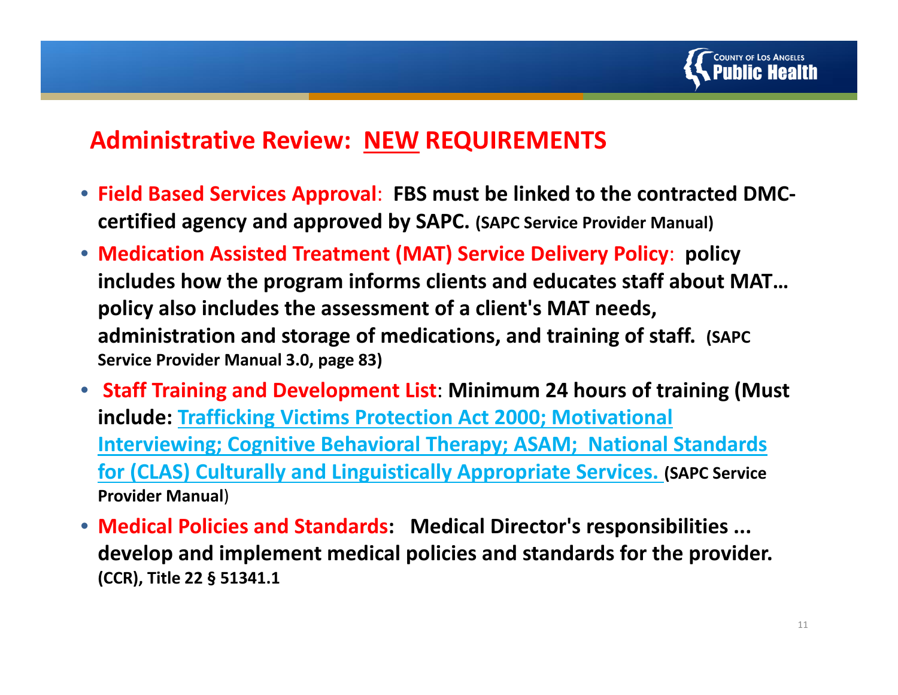## Administrative Review: NEW REQUIREMENTS

- **Field Based Services Approval**: **FBS must be linked to the contracted DMC-certified agency and approved by SAPC. (SAPC Service Provider Manual)**
- **Medication Assisted Treatment (MAT) Service Delivery Policy**: **policy includes how the program informs clients and educates staff about MAT… policy also includes the assessment of a client's MAT needs, administration and storage of medications, and training of staff. (SAPC Service Provider Manual 3.0, page 83)**
- **Staff Training and Development List**: **Minimum 24 hours of training (Must include: Trafficking Victims Protection Act 2000; Motivational Interviewing; Cognitive Behavioral Therapy; ASAM; National Standards for (CLAS) Culturally and Linguistically Appropriate Services. (SAPC Service Provider Manual)**
- **Medical Policies and Standards**: **Medical Director's responsibilities ... develop and implement medical policies and standards for the provider. (CCR), Title 22 § 51341.1**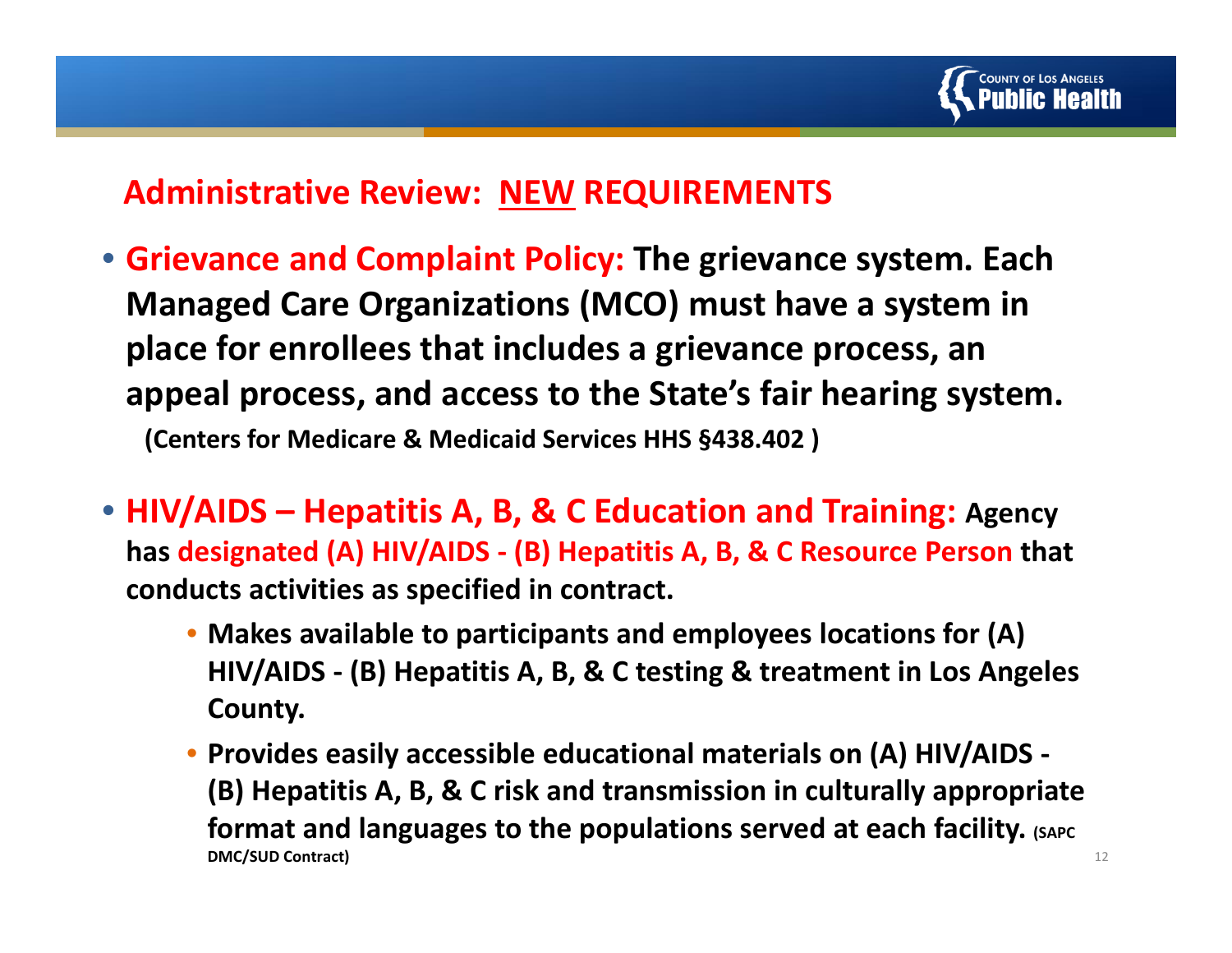## Administrative Review: <u>NEW</u> REQUIREMENTS

- **Grievance and Complaint Policy: The grievance system. Each Managed Care Organizations (MCO) must have a system in place for enrollees that includes a grievance process, an appeal process, and access to the State's fair hearing system.**
  **(Centers for Medicare & Medicaid Services HHS §438.402 )**

- **HIV/AIDS – Hepatitis A, B, & C Education and Training: Agency has designated (A) HIV/AIDS - (B) Hepatitis A, B, & C Resource Person that conducts activities as specified in contract.**
  - **Makes available to participants and employees locations for (A) HIV/AIDS - (B) Hepatitis A, B, & C testing & treatment in Los Angeles County.**
  - **Provides easily accessible educational materials on (A) HIV/AIDS - (B) Hepatitis A, B, & C risk and transmission in culturally appropriate format and languages to the populations served at each facility. (SAPC DMC/SUD Contract)**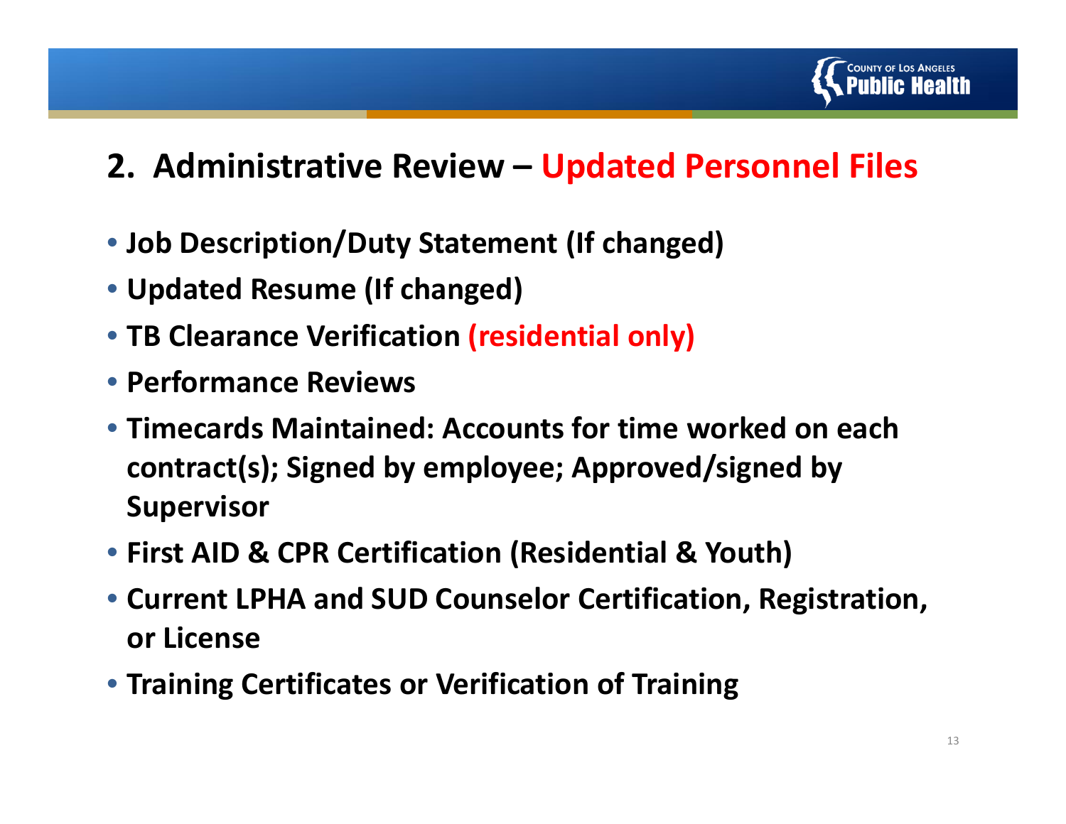## 2. Administrative Review – Updated Personnel Files

- **Job Description/Duty Statement (If changed)**
- **Updated Resume (If changed)**
- **TB Clearance Verification (residential only)**
- **Performance Reviews**
- **Timecards Maintained: Accounts for time worked on each contract(s); Signed by employee; Approved/signed by Supervisor**
- **First AID & CPR Certification (Residential & Youth)**
- **Current LPHA and SUD Counselor Certification, Registration, or License**
- **Training Certificates or Verification of Training**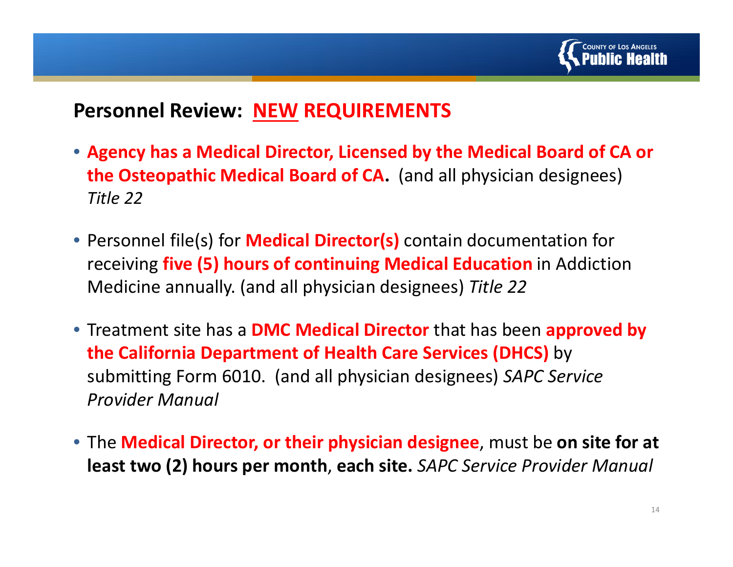## Personnel Review: NEW REQUIREMENTS

- **Agency has a Medical Director, Licensed by the Medical Board of CA or the Osteopathic Medical Board of CA.** (and all physician designees) *Title 22*
- Personnel file(s) for **Medical Director(s)** contain documentation for receiving **five (5) hours of continuing Medical Education** in Addiction Medicine annually. (and all physician designees) *Title 22*
- Treatment site has a **DMC Medical Director** that has been **approved by the California Department of Health Care Services (DHCS)** by submitting Form 6010. (and all physician designees) *SAPC Service Provider Manual*
- The **Medical Director, or their physician designee**, must be **on site for at least two (2) hours per month**, **each site.** *SAPC Service Provider Manual*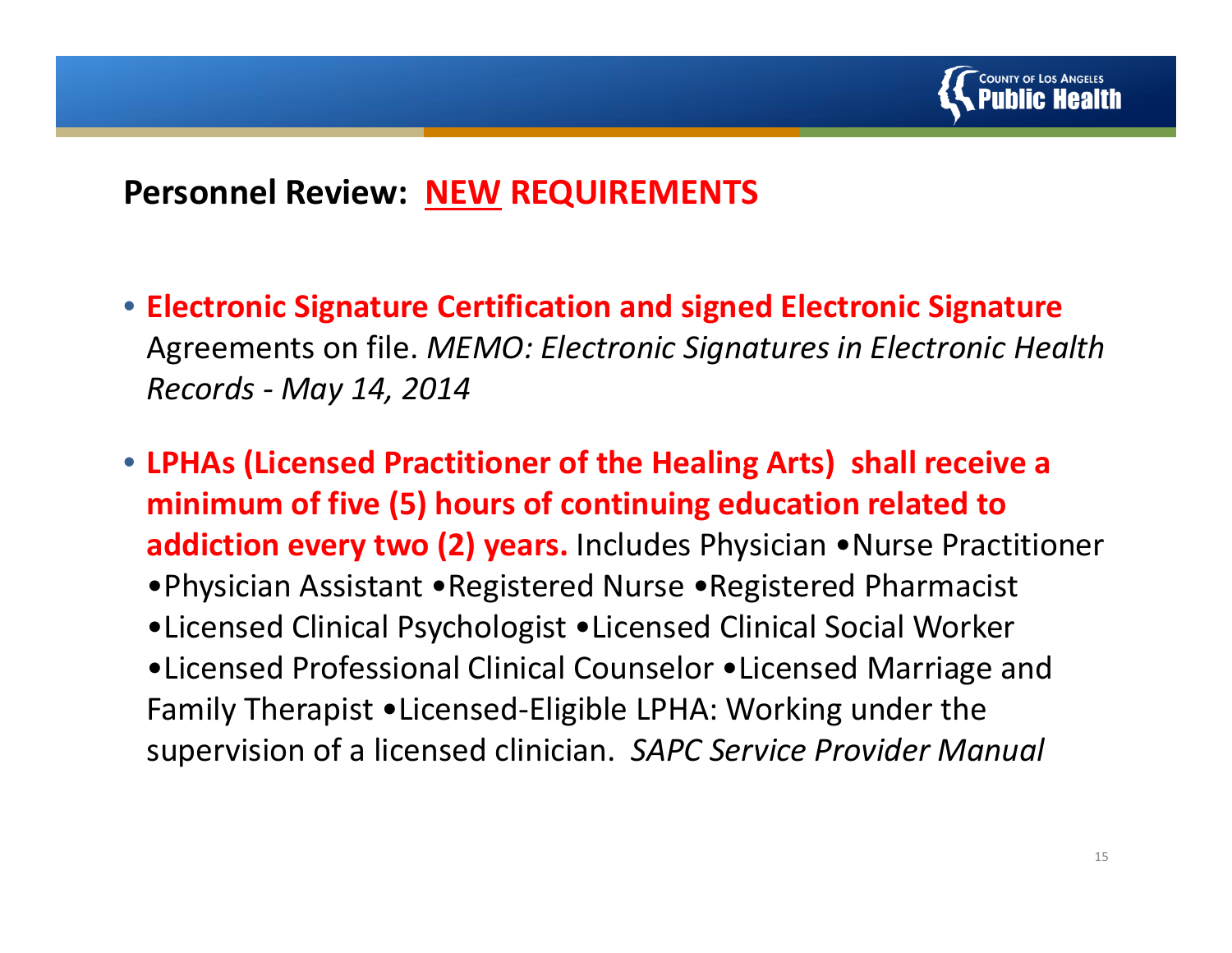## Personnel Review: <u>NEW</u> REQUIREMENTS

- **Electronic Signature Certification and signed Electronic Signature** Agreements on file. *MEMO: Electronic Signatures in Electronic Health Records - May 14, 2014*

- **LPHAs (Licensed Practitioner of the Healing Arts) shall receive a minimum of five (5) hours of continuing education related to addiction every two (2) years.** Includes Physician •Nurse Practitioner •Physician Assistant •Registered Nurse •Registered Pharmacist •Licensed Clinical Psychologist •Licensed Clinical Social Worker •Licensed Professional Clinical Counselor •Licensed Marriage and Family Therapist •Licensed-Eligible LPHA: Working under the supervision of a licensed clinician. *SAPC Service Provider Manual*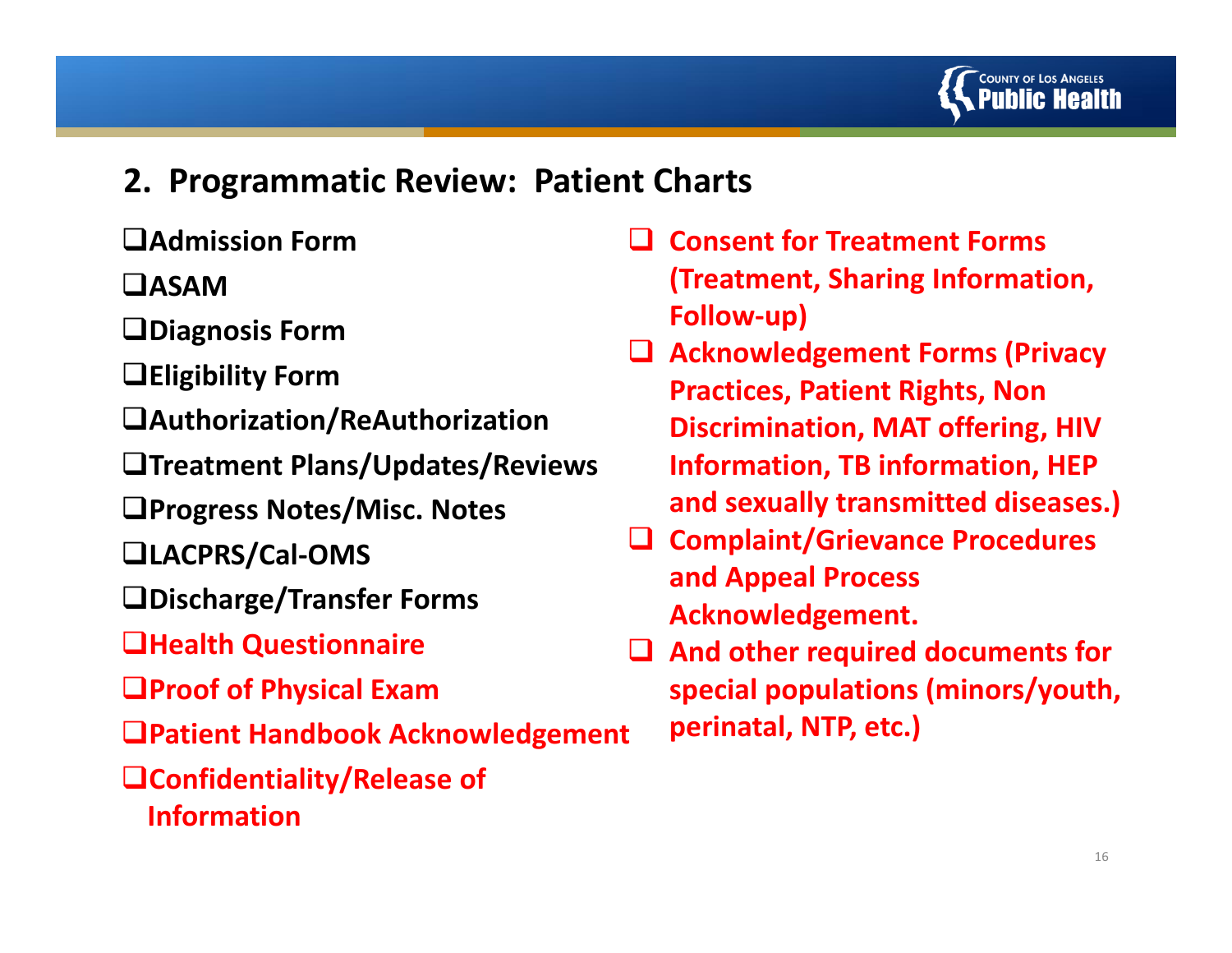## 2. Programmatic Review: Patient Charts

- Admission Form
- ASAM
- Diagnosis Form
- Eligibility Form
- Authorization/ReAuthorization
- Treatment Plans/Updates/Reviews
- Progress Notes/Misc. Notes
- LACPRS/Cal-OMS
- Discharge/Transfer Forms
- Health Questionnaire
- Proof of Physical Exam
- Patient Handbook Acknowledgement
- Confidentiality/Release of Information
- Consent for Treatment Forms (Treatment, Sharing Information, Follow-up)
- Acknowledgement Forms (Privacy Practices, Patient Rights, Non Discrimination, MAT offering, HIV Information, TB information, HEP and sexually transmitted diseases.)
- Complaint/Grievance Procedures and Appeal Process Acknowledgement.
- And other required documents for special populations (minors/youth, perinatal, NTP, etc.)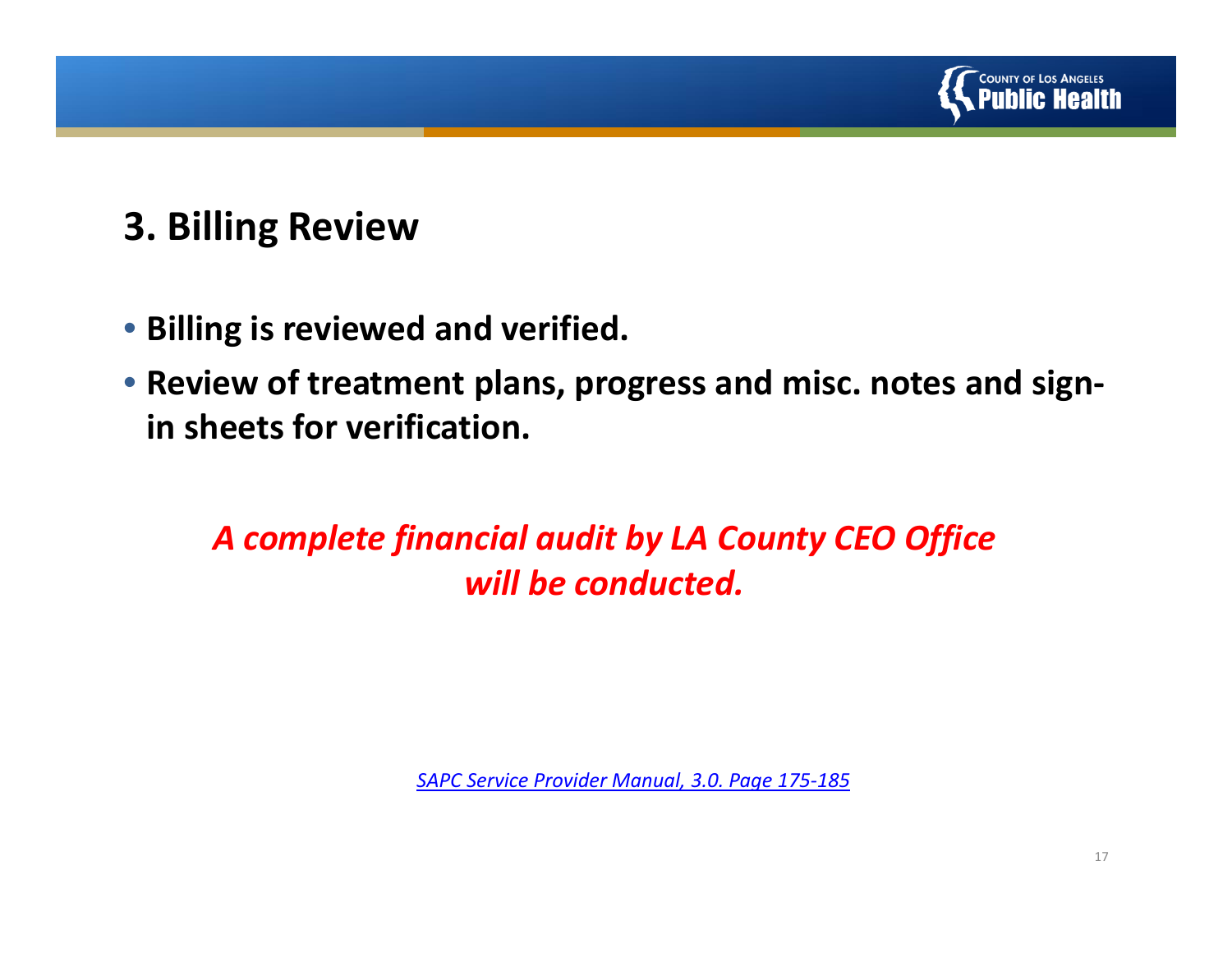## 3. Billing Review

- **Billing is reviewed and verified.**
- **Review of treatment plans, progress and misc. notes and sign-in sheets for verification.**

***A complete financial audit by LA County CEO Office will be conducted.***

*SAPC Service Provider Manual, 3.0. Page 175-185*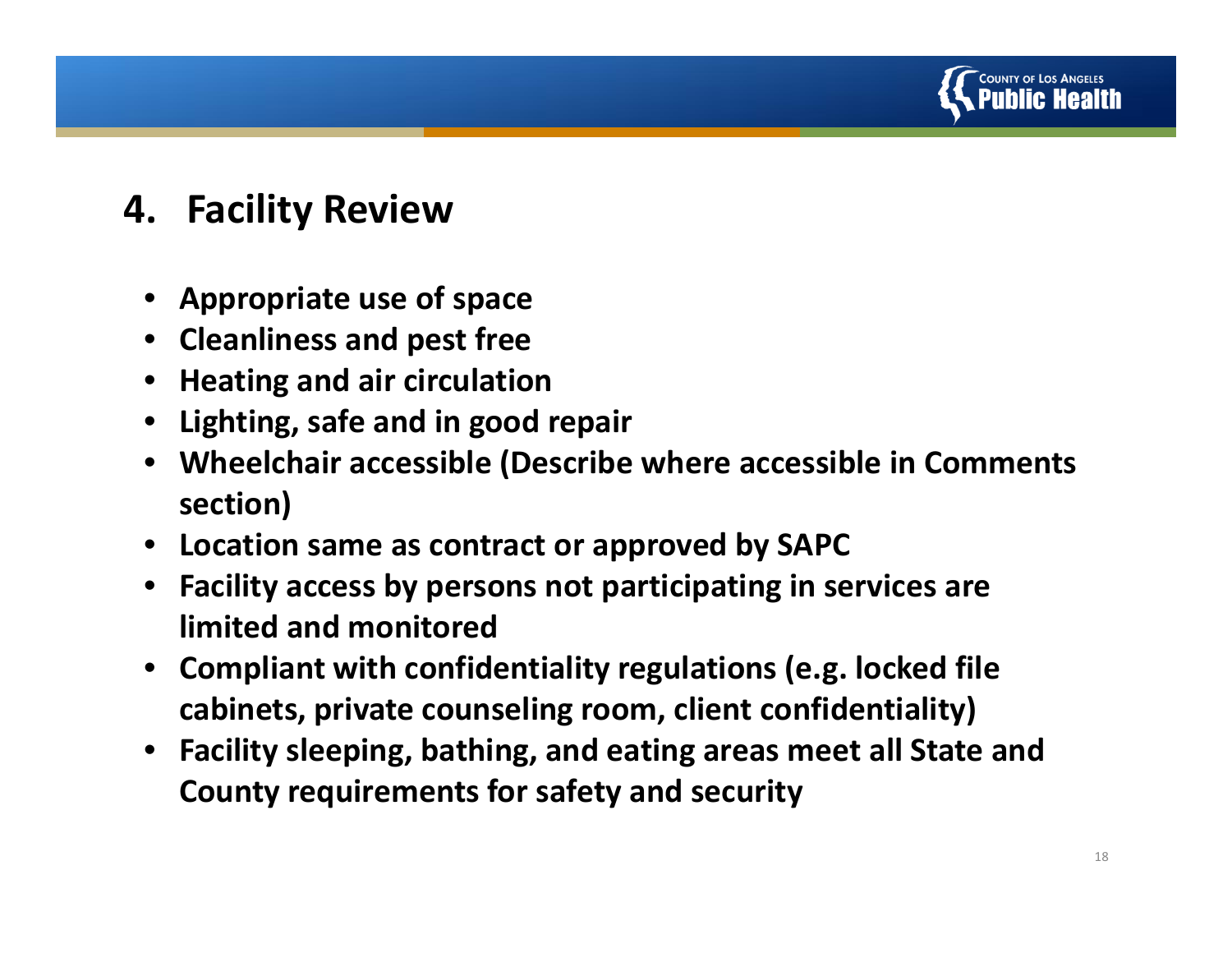## 4. Facility Review

- Appropriate use of space
- Cleanliness and pest free
- Heating and air circulation
- Lighting, safe and in good repair
- Wheelchair accessible (Describe where accessible in Comments section)
- Location same as contract or approved by SAPC
- Facility access by persons not participating in services are limited and monitored
- Compliant with confidentiality regulations (e.g. locked file cabinets, private counseling room, client confidentiality)
- Facility sleeping, bathing, and eating areas meet all State and County requirements for safety and security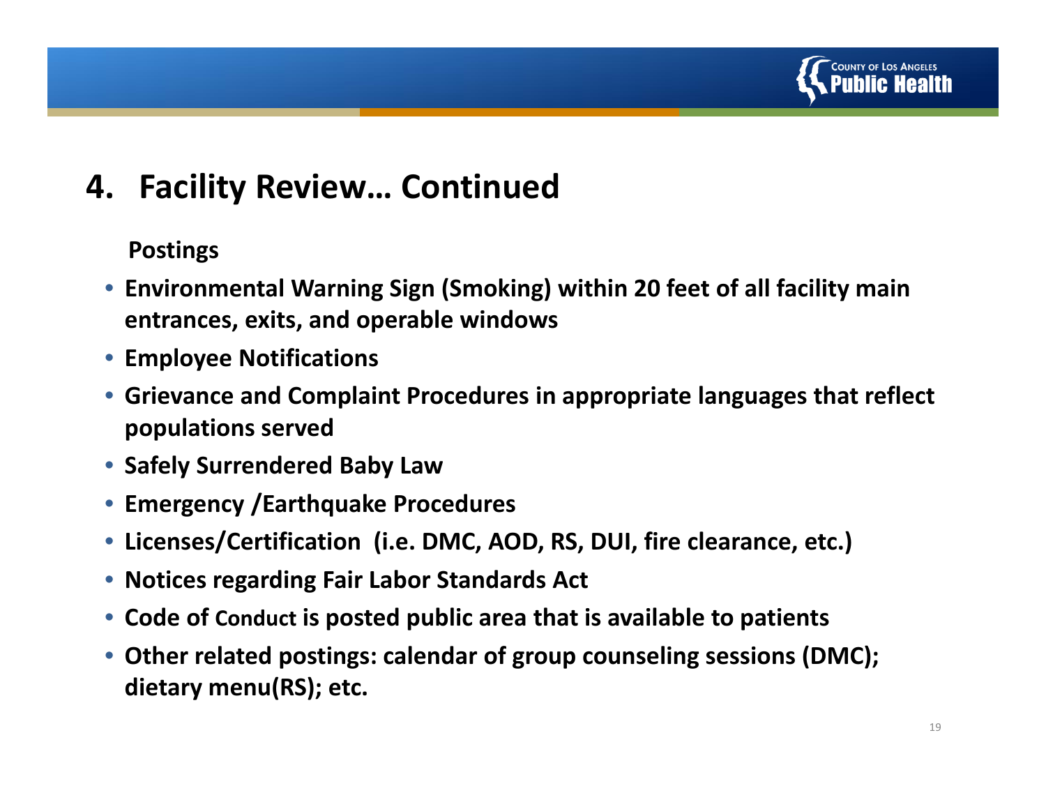# 4. Facility Review… Continued

**Postings**

- **Environmental Warning Sign (Smoking) within 20 feet of all facility main entrances, exits, and operable windows**
- **Employee Notifications**
- **Grievance and Complaint Procedures in appropriate languages that reflect populations served**
- **Safely Surrendered Baby Law**
- **Emergency /Earthquake Procedures**
- **Licenses/Certification (i.e. DMC, AOD, RS, DUI, fire clearance, etc.)**
- **Notices regarding Fair Labor Standards Act**
- **Code of Conduct is posted public area that is available to patients**
- **Other related postings: calendar of group counseling sessions (DMC); dietary menu(RS); etc.**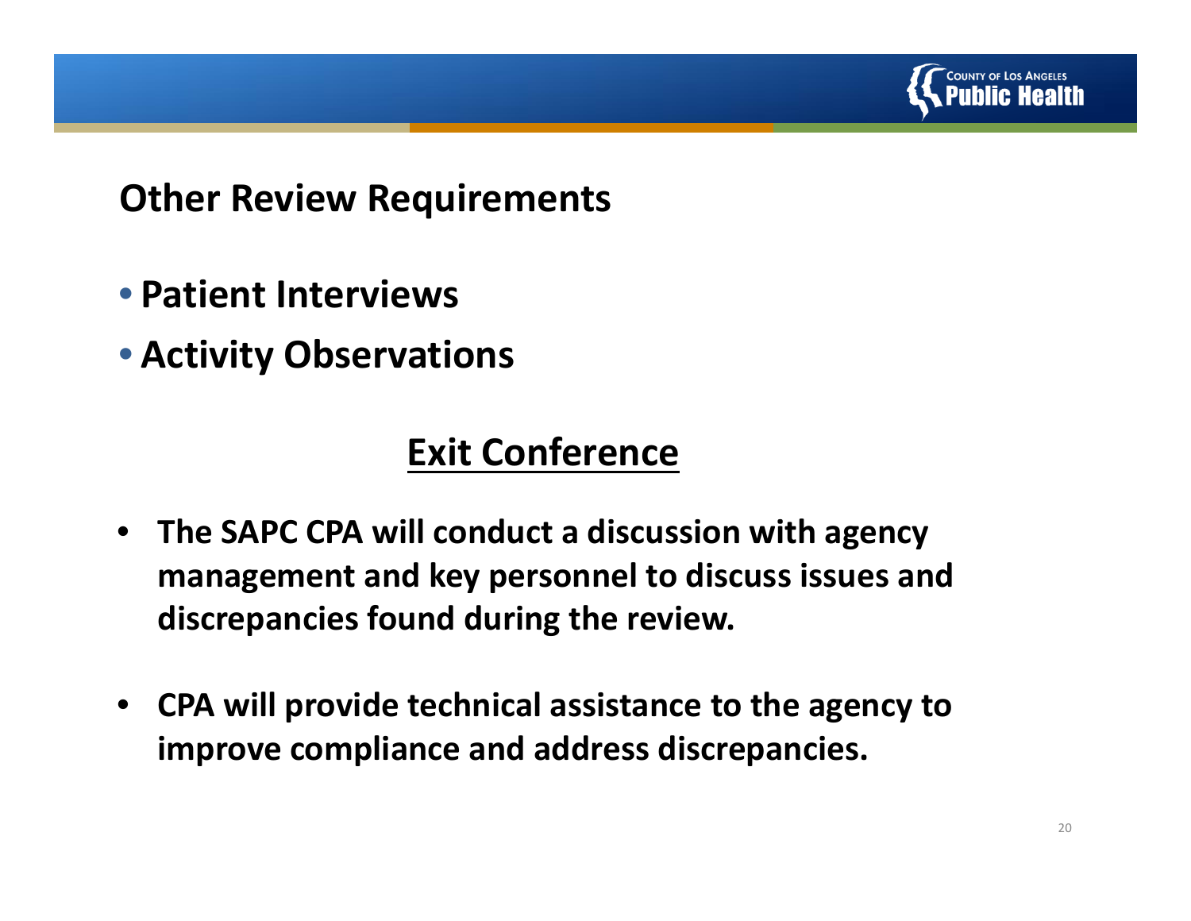## Other Review Requirements

- **Patient Interviews**
- **Activity Observations**

## Exit Conference

- **The SAPC CPA will conduct a discussion with agency management and key personnel to discuss issues and discrepancies found during the review.**

- **CPA will provide technical assistance to the agency to improve compliance and address discrepancies.**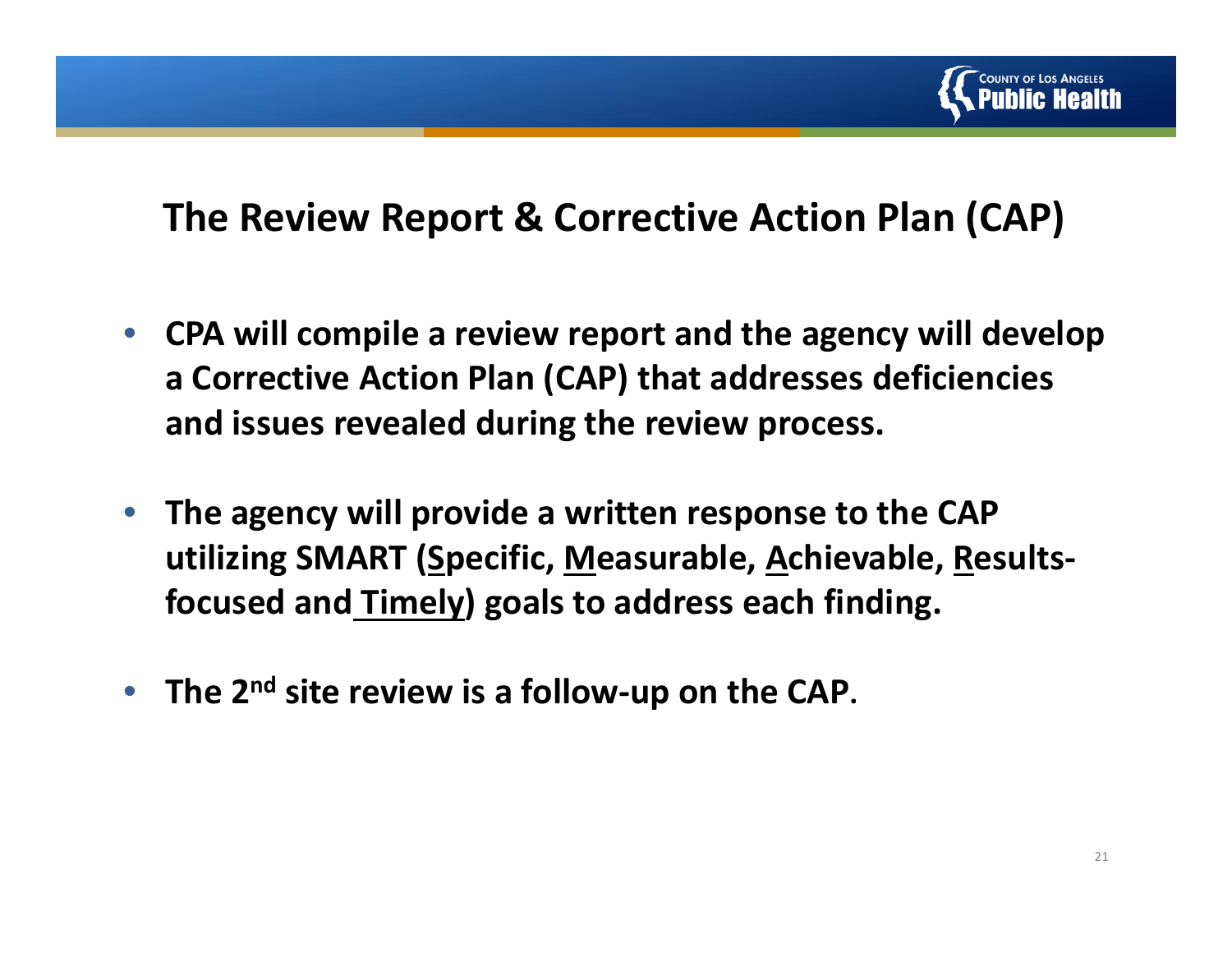## The Review Report & Corrective Action Plan (CAP)

- **CPA will compile a review report and the agency will develop a Corrective Action Plan (CAP) that addresses deficiencies and issues revealed during the review process.**

- **The agency will provide a written response to the CAP utilizing SMART (Specific, Measurable, Achievable, Results-focused and Timely) goals to address each finding.**

- **The 2nd site review is a follow-up on the CAP**.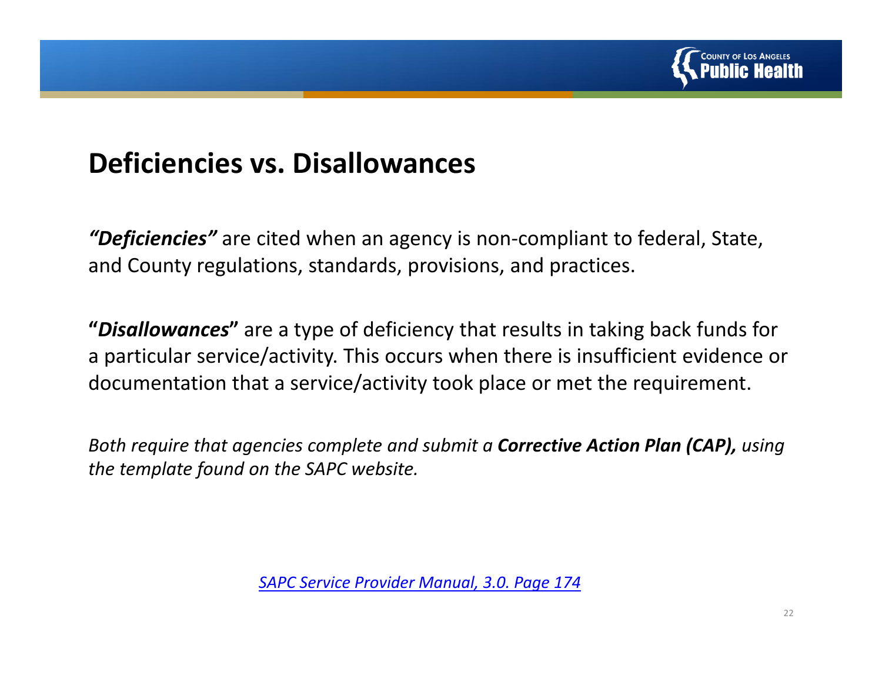## Deficiencies vs. Disallowances

***"Deficiencies"*** are cited when an agency is non-compliant to federal, State, and County regulations, standards, provisions, and practices.

"***Disallowances***" are a type of deficiency that results in taking back funds for a particular service/activity. This occurs when there is insufficient evidence or documentation that a service/activity took place or met the requirement.

*Both require that agencies complete and submit a **Corrective Action Plan (CAP),** using the template found on the SAPC website.*

*SAPC Service Provider Manual, 3.0. Page 174*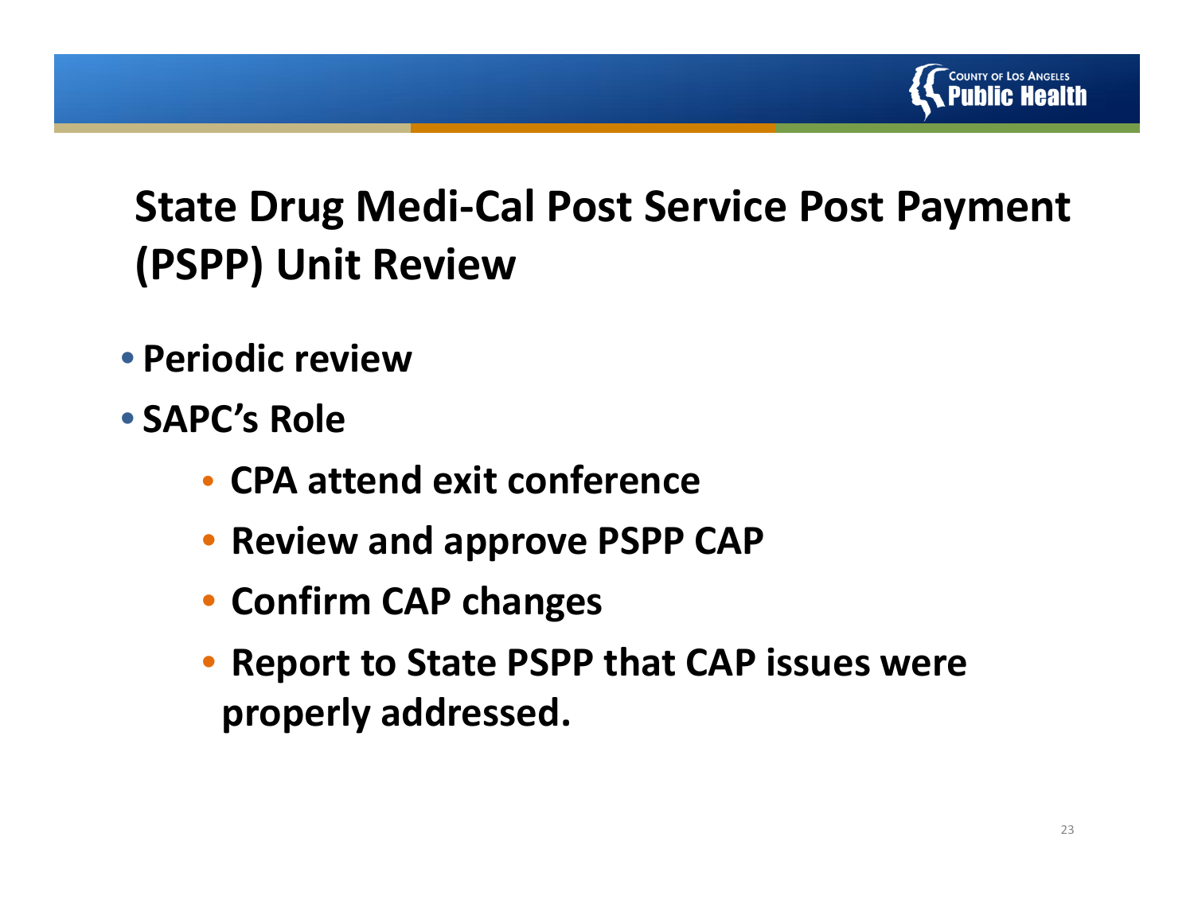# State Drug Medi-Cal Post Service Post Payment (PSPP) Unit Review

- **Periodic review**
- **SAPC's Role**
  - **CPA attend exit conference**
  - **Review and approve PSPP CAP**
  - **Confirm CAP changes**
  - **Report to State PSPP that CAP issues were properly addressed.**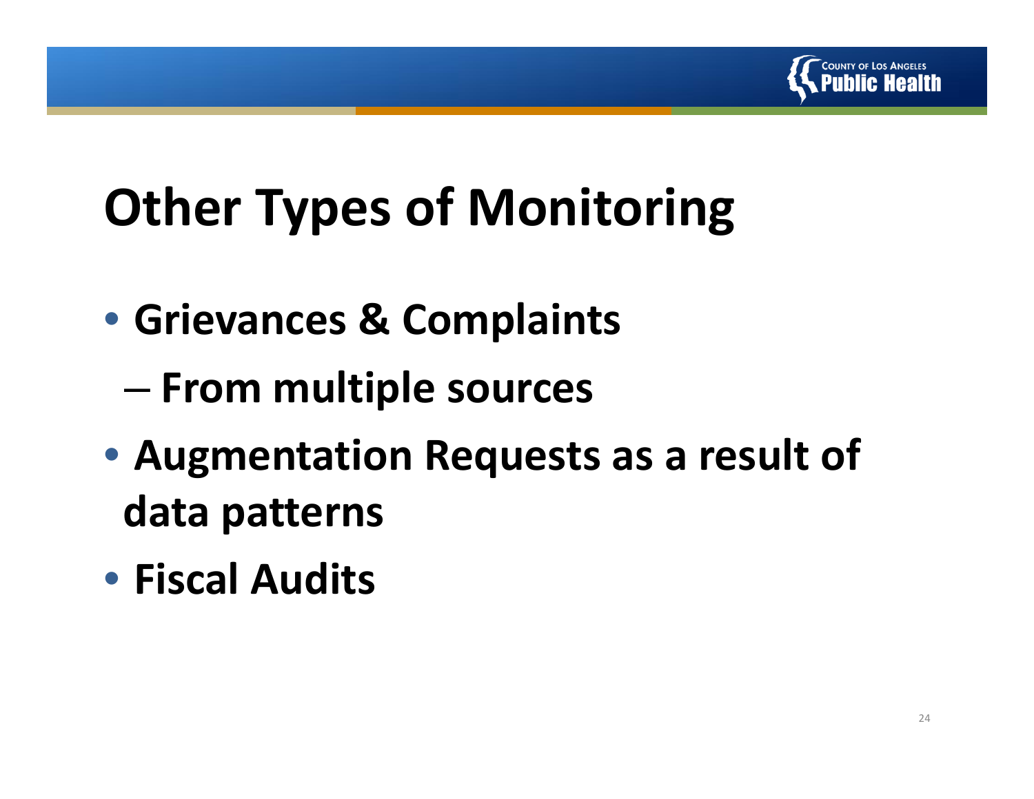# Other Types of Monitoring

- Grievances & Complaints
  - From multiple sources
- Augmentation Requests as a result of data patterns
- Fiscal Audits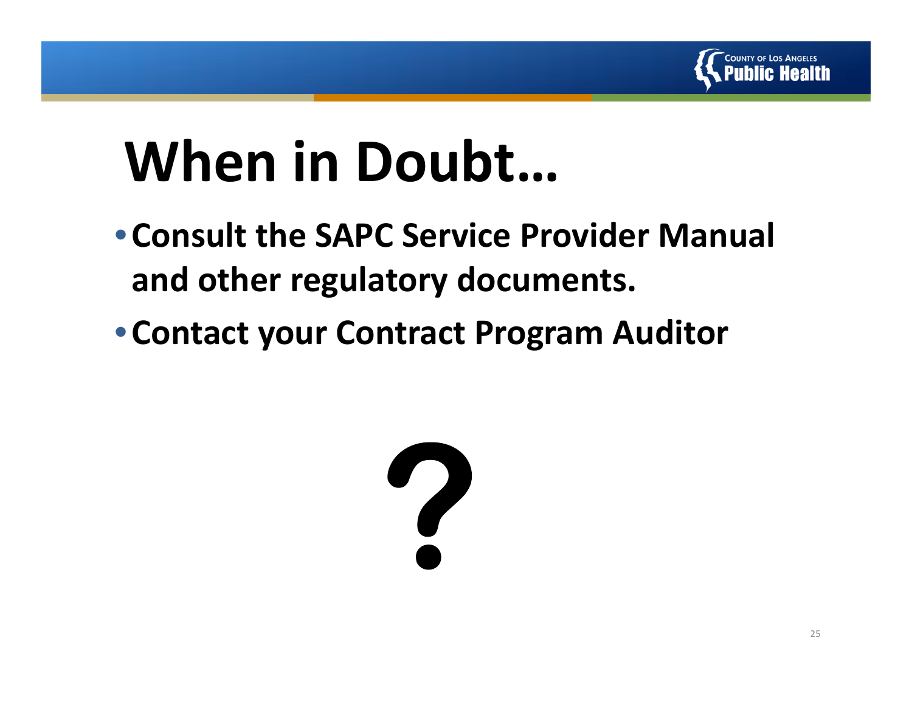# When in Doubt…

- **Consult the SAPC Service Provider Manual and other regulatory documents.**
- **Contact your Contract Program Auditor**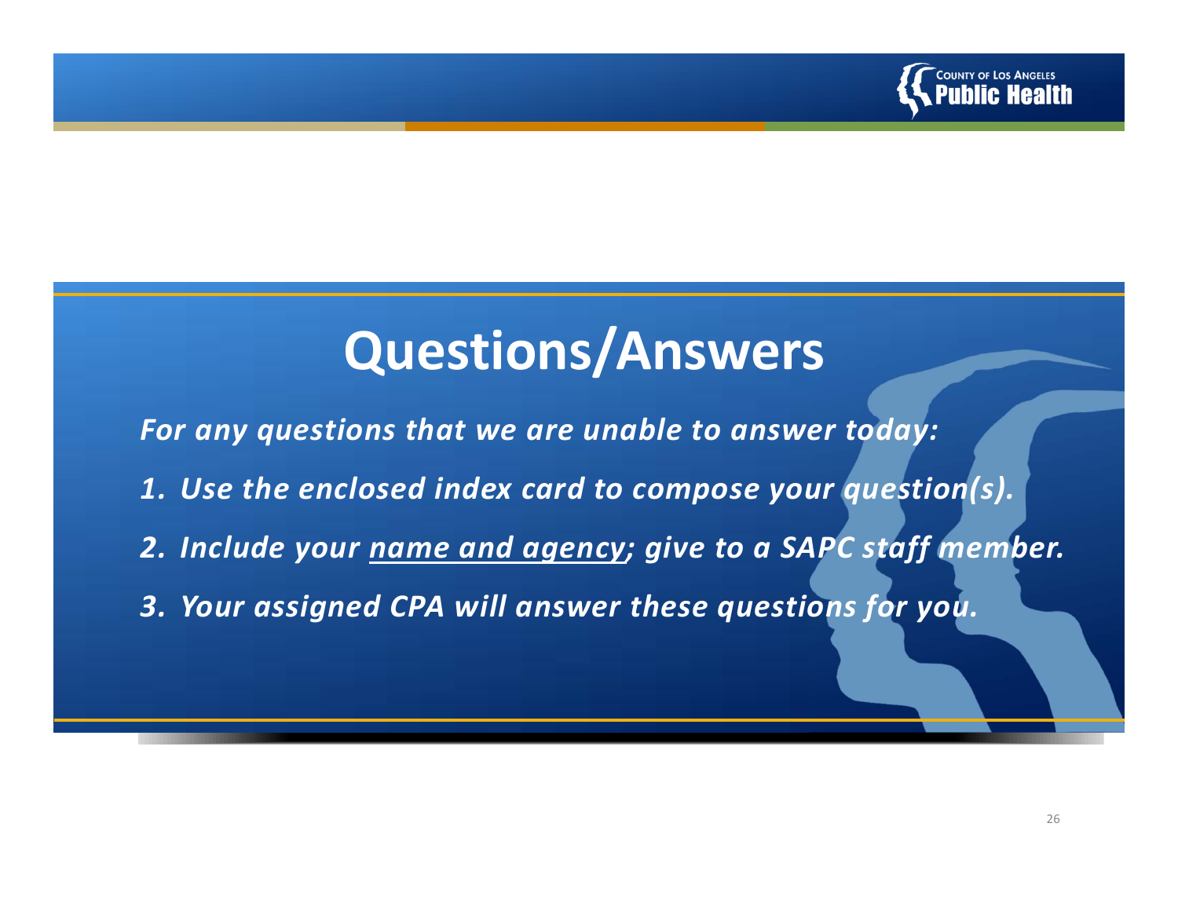# Questions/Answers

***For any questions that we are unable to answer today:***

1. ***Use the enclosed index card to compose your question(s).***
2. ***Include your <u>name and agency</u>; give to a SAPC staff member.***
3. ***Your assigned CPA will answer these questions for you.***